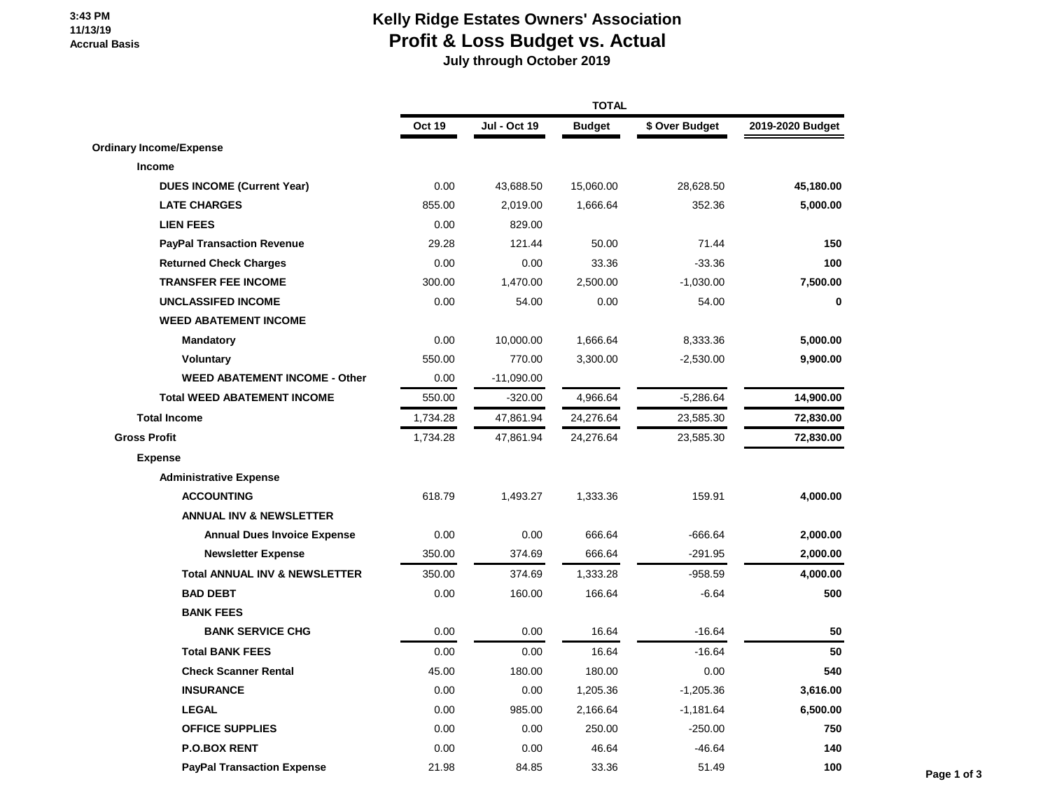3:43 PM
11/13/19
Accrual Basis

# Kelly Ridge Estates Owners' Association
## Profit & Loss Budget vs. Actual
### July through October 2019

| | TOTAL | | | | |
|---|---|---|---|---|---|
| | Oct 19 | Jul - Oct 19 | Budget | $ Over Budget | 2019-2020 Budget |
| **Ordinary Income/Expense** | | | | | |
| **Income** | | | | | |
| **DUES INCOME (Current Year)** | 0.00 | 43,688.50 | 15,060.00 | 28,628.50 | **45,180.00** |
| **LATE CHARGES** | 855.00 | 2,019.00 | 1,666.64 | 352.36 | **5,000.00** |
| **LIEN FEES** | 0.00 | 829.00 | | | |
| **PayPal Transaction Revenue** | 29.28 | 121.44 | 50.00 | 71.44 | **150** |
| **Returned Check Charges** | 0.00 | 0.00 | 33.36 | -33.36 | **100** |
| **TRANSFER FEE INCOME** | 300.00 | 1,470.00 | 2,500.00 | -1,030.00 | **7,500.00** |
| **UNCLASSIFED INCOME** | 0.00 | 54.00 | 0.00 | 54.00 | **0** |
| **WEED ABATEMENT INCOME** | | | | | |
| **Mandatory** | 0.00 | 10,000.00 | 1,666.64 | 8,333.36 | **5,000.00** |
| **Voluntary** | 550.00 | 770.00 | 3,300.00 | -2,530.00 | **9,900.00** |
| **WEED ABATEMENT INCOME - Other** | 0.00 | -11,090.00 | | | |
| **Total WEED ABATEMENT INCOME** | 550.00 | -320.00 | 4,966.64 | -5,286.64 | **14,900.00** |
| **Total Income** | 1,734.28 | 47,861.94 | 24,276.64 | 23,585.30 | **72,830.00** |
| **Gross Profit** | 1,734.28 | 47,861.94 | 24,276.64 | 23,585.30 | **72,830.00** |
| **Expense** | | | | | |
| **Administrative Expense** | | | | | |
| **ACCOUNTING** | 618.79 | 1,493.27 | 1,333.36 | 159.91 | **4,000.00** |
| **ANNUAL INV & NEWSLETTER** | | | | | |
| **Annual Dues Invoice Expense** | 0.00 | 0.00 | 666.64 | -666.64 | **2,000.00** |
| **Newsletter Expense** | 350.00 | 374.69 | 666.64 | -291.95 | **2,000.00** |
| **Total ANNUAL INV & NEWSLETTER** | 350.00 | 374.69 | 1,333.28 | -958.59 | **4,000.00** |
| **BAD DEBT** | 0.00 | 160.00 | 166.64 | -6.64 | **500** |
| **BANK FEES** | | | | | |
| **BANK SERVICE CHG** | 0.00 | 0.00 | 16.64 | -16.64 | **50** |
| **Total BANK FEES** | 0.00 | 0.00 | 16.64 | -16.64 | **50** |
| **Check Scanner Rental** | 45.00 | 180.00 | 180.00 | 0.00 | **540** |
| **INSURANCE** | 0.00 | 0.00 | 1,205.36 | -1,205.36 | **3,616.00** |
| **LEGAL** | 0.00 | 985.00 | 2,166.64 | -1,181.64 | **6,500.00** |
| **OFFICE SUPPLIES** | 0.00 | 0.00 | 250.00 | -250.00 | **750** |
| **P.O.BOX RENT** | 0.00 | 0.00 | 46.64 | -46.64 | **140** |
| **PayPal Transaction Expense** | 21.98 | 84.85 | 33.36 | 51.49 | **100** |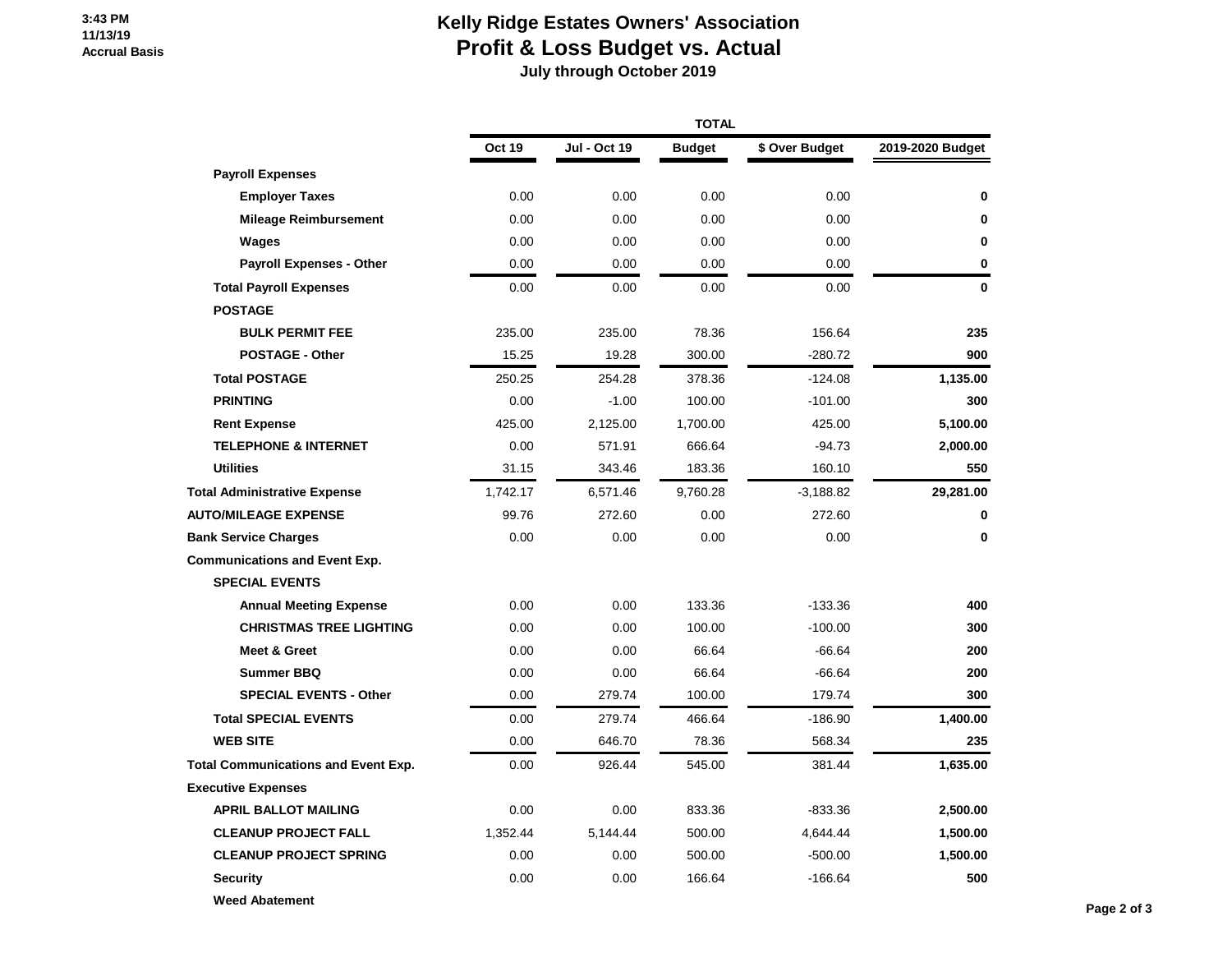# Kelly Ridge Estates Owners' Association
## Profit & Loss Budget vs. Actual
### July through October 2019

3:43 PM
11/13/19
Accrual Basis

| | Oct 19 | Jul - Oct 19 | Budget | $ Over Budget | 2019-2020 Budget |
|---|---|---|---|---|---|
| **Payroll Expenses** | | | | | |
| **Employer Taxes** | 0.00 | 0.00 | 0.00 | 0.00 | **0** |
| **Mileage Reimbursement** | 0.00 | 0.00 | 0.00 | 0.00 | **0** |
| **Wages** | 0.00 | 0.00 | 0.00 | 0.00 | **0** |
| **Payroll Expenses - Other** | 0.00 | 0.00 | 0.00 | 0.00 | **0** |
| **Total Payroll Expenses** | 0.00 | 0.00 | 0.00 | 0.00 | **0** |
| **POSTAGE** | | | | | |
| **BULK PERMIT FEE** | 235.00 | 235.00 | 78.36 | 156.64 | **235** |
| **POSTAGE - Other** | 15.25 | 19.28 | 300.00 | -280.72 | **900** |
| **Total POSTAGE** | 250.25 | 254.28 | 378.36 | -124.08 | **1,135.00** |
| **PRINTING** | 0.00 | -1.00 | 100.00 | -101.00 | **300** |
| **Rent Expense** | 425.00 | 2,125.00 | 1,700.00 | 425.00 | **5,100.00** |
| **TELEPHONE & INTERNET** | 0.00 | 571.91 | 666.64 | -94.73 | **2,000.00** |
| **Utilities** | 31.15 | 343.46 | 183.36 | 160.10 | **550** |
| **Total Administrative Expense** | 1,742.17 | 6,571.46 | 9,760.28 | -3,188.82 | **29,281.00** |
| **AUTO/MILEAGE EXPENSE** | 99.76 | 272.60 | 0.00 | 272.60 | **0** |
| **Bank Service Charges** | 0.00 | 0.00 | 0.00 | 0.00 | **0** |
| **Communications and Event Exp.** | | | | | |
| **SPECIAL EVENTS** | | | | | |
| **Annual Meeting Expense** | 0.00 | 0.00 | 133.36 | -133.36 | **400** |
| **CHRISTMAS TREE LIGHTING** | 0.00 | 0.00 | 100.00 | -100.00 | **300** |
| **Meet & Greet** | 0.00 | 0.00 | 66.64 | -66.64 | **200** |
| **Summer BBQ** | 0.00 | 0.00 | 66.64 | -66.64 | **200** |
| **SPECIAL EVENTS - Other** | 0.00 | 279.74 | 100.00 | 179.74 | **300** |
| **Total SPECIAL EVENTS** | 0.00 | 279.74 | 466.64 | -186.90 | **1,400.00** |
| **WEB SITE** | 0.00 | 646.70 | 78.36 | 568.34 | **235** |
| **Total Communications and Event Exp.** | 0.00 | 926.44 | 545.00 | 381.44 | **1,635.00** |
| **Executive Expenses** | | | | | |
| **APRIL BALLOT MAILING** | 0.00 | 0.00 | 833.36 | -833.36 | **2,500.00** |
| **CLEANUP PROJECT FALL** | 1,352.44 | 5,144.44 | 500.00 | 4,644.44 | **1,500.00** |
| **CLEANUP PROJECT SPRING** | 0.00 | 0.00 | 500.00 | -500.00 | **1,500.00** |
| **Security** | 0.00 | 0.00 | 166.64 | -166.64 | **500** |
| **Weed Abatement** | | | | | |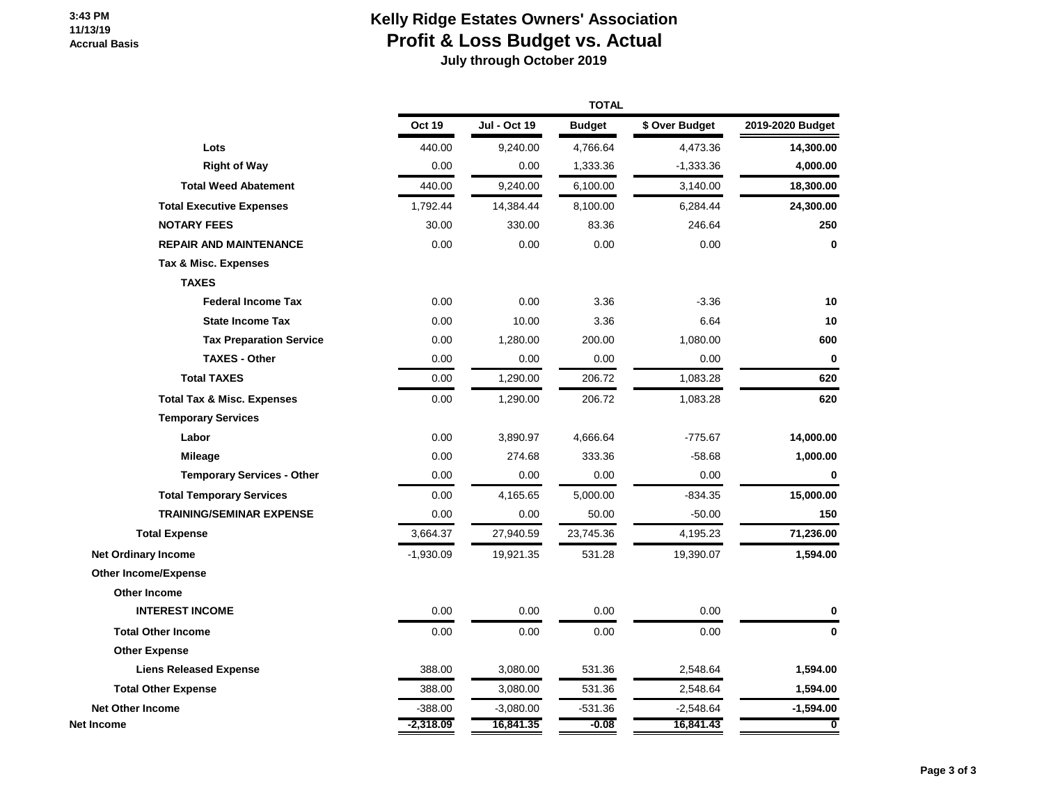# Kelly Ridge Estates Owners' Association

## Profit & Loss Budget vs. Actual

### July through October 2019

3:43 PM
11/13/19
Accrual Basis

| | TOTAL | | | | |
|---|---|---|---|---|---|
| | **Oct 19** | **Jul - Oct 19** | **Budget** | **$ Over Budget** | **2019-2020 Budget** |
| **Lots** | 440.00 | 9,240.00 | 4,766.64 | 4,473.36 | **14,300.00** |
| **Right of Way** | 0.00 | 0.00 | 1,333.36 | -1,333.36 | **4,000.00** |
| **Total Weed Abatement** | 440.00 | 9,240.00 | 6,100.00 | 3,140.00 | **18,300.00** |
| **Total Executive Expenses** | 1,792.44 | 14,384.44 | 8,100.00 | 6,284.44 | **24,300.00** |
| **NOTARY FEES** | 30.00 | 330.00 | 83.36 | 246.64 | **250** |
| **REPAIR AND MAINTENANCE** | 0.00 | 0.00 | 0.00 | 0.00 | **0** |
| **Tax & Misc. Expenses** | | | | | |
| **TAXES** | | | | | |
| **Federal Income Tax** | 0.00 | 0.00 | 3.36 | -3.36 | **10** |
| **State Income Tax** | 0.00 | 10.00 | 3.36 | 6.64 | **10** |
| **Tax Preparation Service** | 0.00 | 1,280.00 | 200.00 | 1,080.00 | **600** |
| **TAXES - Other** | 0.00 | 0.00 | 0.00 | 0.00 | **0** |
| **Total TAXES** | 0.00 | 1,290.00 | 206.72 | 1,083.28 | **620** |
| **Total Tax & Misc. Expenses** | 0.00 | 1,290.00 | 206.72 | 1,083.28 | **620** |
| **Temporary Services** | | | | | |
| **Labor** | 0.00 | 3,890.97 | 4,666.64 | -775.67 | **14,000.00** |
| **Mileage** | 0.00 | 274.68 | 333.36 | -58.68 | **1,000.00** |
| **Temporary Services - Other** | 0.00 | 0.00 | 0.00 | 0.00 | **0** |
| **Total Temporary Services** | 0.00 | 4,165.65 | 5,000.00 | -834.35 | **15,000.00** |
| **TRAINING/SEMINAR EXPENSE** | 0.00 | 0.00 | 50.00 | -50.00 | **150** |
| **Total Expense** | 3,664.37 | 27,940.59 | 23,745.36 | 4,195.23 | **71,236.00** |
| **Net Ordinary Income** | -1,930.09 | 19,921.35 | 531.28 | 19,390.07 | **1,594.00** |
| **Other Income/Expense** | | | | | |
| **Other Income** | | | | | |
| **INTEREST INCOME** | 0.00 | 0.00 | 0.00 | 0.00 | **0** |
| **Total Other Income** | 0.00 | 0.00 | 0.00 | 0.00 | **0** |
| **Other Expense** | | | | | |
| **Liens Released Expense** | 388.00 | 3,080.00 | 531.36 | 2,548.64 | **1,594.00** |
| **Total Other Expense** | 388.00 | 3,080.00 | 531.36 | 2,548.64 | **1,594.00** |
| **Net Other Income** | -388.00 | -3,080.00 | -531.36 | -2,548.64 | **-1,594.00** |
| **Net Income** | **-2,318.09** | **16,841.35** | **-0.08** | **16,841.43** | **0** |